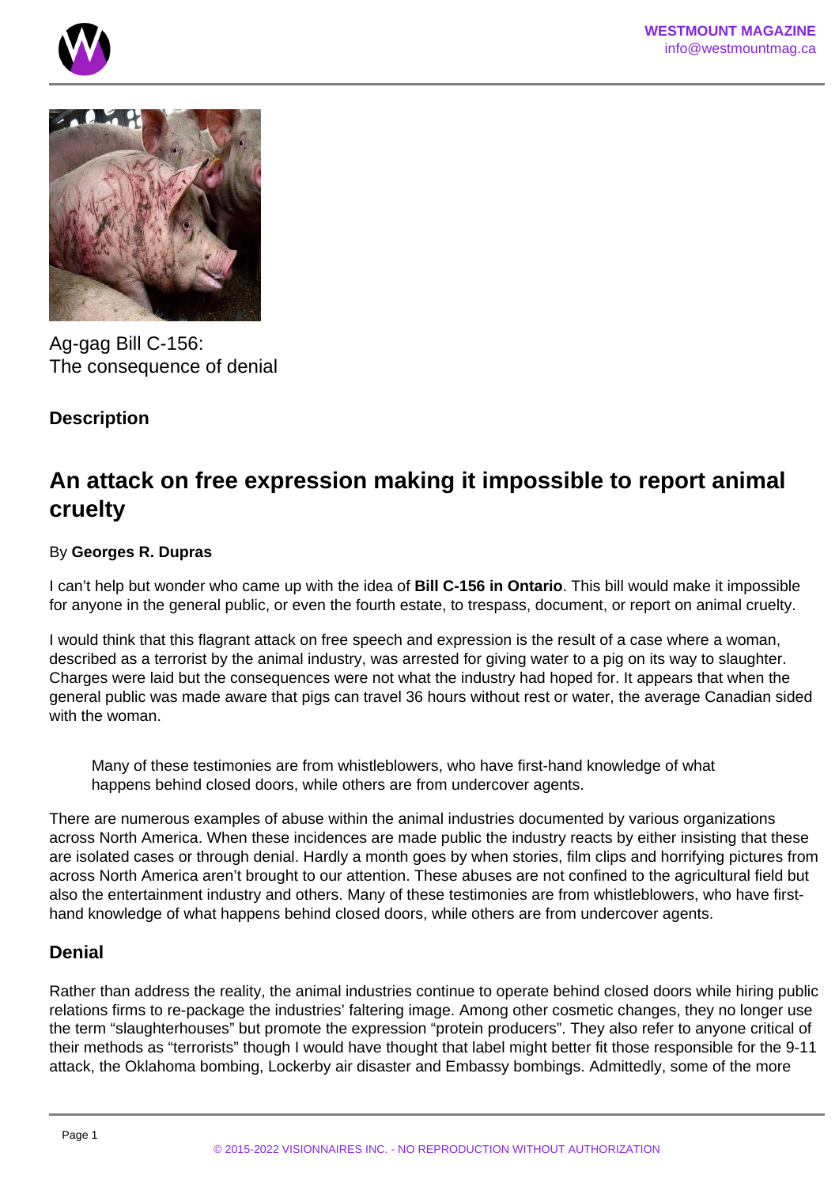Ag-gag Bill C-156:
The consequence of denial

**Description**

## An attack on free expression making it impossible to report animal cruelty

By **Georges R. Dupras**

I can't help but wonder who came up with the idea of **Bill C-156 in Ontario**. This bill would make it impossible for anyone in the general public, or even the fourth estate, to trespass, document, or report on animal cruelty.

I would think that this flagrant attack on free speech and expression is the result of a case where a woman, described as a terrorist by the animal industry, was arrested for giving water to a pig on its way to slaughter. Charges were laid but the consequences were not what the industry had hoped for. It appears that when the general public was made aware that pigs can travel 36 hours without rest or water, the average Canadian sided with the woman.

> Many of these testimonies are from whistleblowers, who have first-hand knowledge of what happens behind closed doors, while others are from undercover agents.

There are numerous examples of abuse within the animal industries documented by various organizations across North America. When these incidences are made public the industry reacts by either insisting that these are isolated cases or through denial. Hardly a month goes by when stories, film clips and horrifying pictures from across North America aren't brought to our attention. These abuses are not confined to the agricultural field but also the entertainment industry and others. Many of these testimonies are from whistleblowers, who have first-hand knowledge of what happens behind closed doors, while others are from undercover agents.

### Denial

Rather than address the reality, the animal industries continue to operate behind closed doors while hiring public relations firms to re-package the industries' faltering image. Among other cosmetic changes, they no longer use the term "slaughterhouses" but promote the expression "protein producers". They also refer to anyone critical of their methods as "terrorists" though I would have thought that label might better fit those responsible for the 9-11 attack, the Oklahoma bombing, Lockerby air disaster and Embassy bombings. Admittedly, some of the more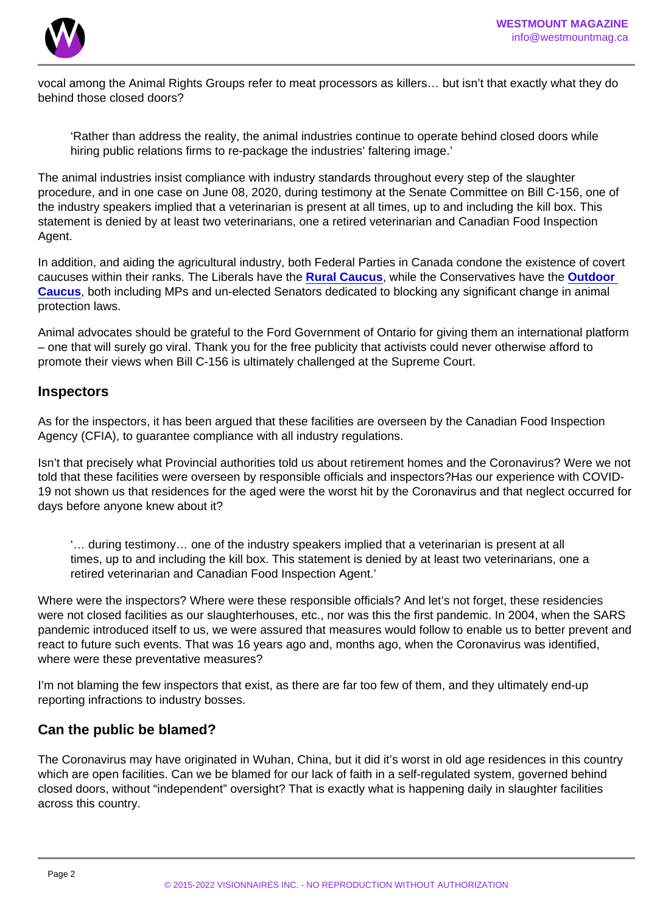vocal among the Animal Rights Groups refer to meat processors as killers… but isn't that exactly what they do behind those closed doors?

> 'Rather than address the reality, the animal industries continue to operate behind closed doors while hiring public relations firms to re-package the industries' faltering image.'

The animal industries insist compliance with industry standards throughout every step of the slaughter procedure, and in one case on June 08, 2020, during testimony at the Senate Committee on Bill C-156, one of the industry speakers implied that a veterinarian is present at all times, up to and including the kill box. This statement is denied by at least two veterinarians, one a retired veterinarian and Canadian Food Inspection Agent.

In addition, and aiding the agricultural industry, both Federal Parties in Canada condone the existence of covert caucuses within their ranks. The Liberals have the **Rural Caucus**, while the Conservatives have the **Outdoor Caucus**, both including MPs and un-elected Senators dedicated to blocking any significant change in animal protection laws.

Animal advocates should be grateful to the Ford Government of Ontario for giving them an international platform – one that will surely go viral. Thank you for the free publicity that activists could never otherwise afford to promote their views when Bill C-156 is ultimately challenged at the Supreme Court.

## Inspectors

As for the inspectors, it has been argued that these facilities are overseen by the Canadian Food Inspection Agency (CFIA), to guarantee compliance with all industry regulations.

Isn't that precisely what Provincial authorities told us about retirement homes and the Coronavirus? Were we not told that these facilities were overseen by responsible officials and inspectors?Has our experience with COVID-19 not shown us that residences for the aged were the worst hit by the Coronavirus and that neglect occurred for days before anyone knew about it?

> '… during testimony… one of the industry speakers implied that a veterinarian is present at all times, up to and including the kill box. This statement is denied by at least two veterinarians, one a retired veterinarian and Canadian Food Inspection Agent.'

Where were the inspectors? Where were these responsible officials? And let's not forget, these residencies were not closed facilities as our slaughterhouses, etc., nor was this the first pandemic. In 2004, when the SARS pandemic introduced itself to us, we were assured that measures would follow to enable us to better prevent and react to future such events. That was 16 years ago and, months ago, when the Coronavirus was identified, where were these preventative measures?

I'm not blaming the few inspectors that exist, as there are far too few of them, and they ultimately end-up reporting infractions to industry bosses.

## Can the public be blamed?

The Coronavirus may have originated in Wuhan, China, but it did it's worst in old age residences in this country which are open facilities. Can we be blamed for our lack of faith in a self-regulated system, governed behind closed doors, without "independent" oversight? That is exactly what is happening daily in slaughter facilities across this country.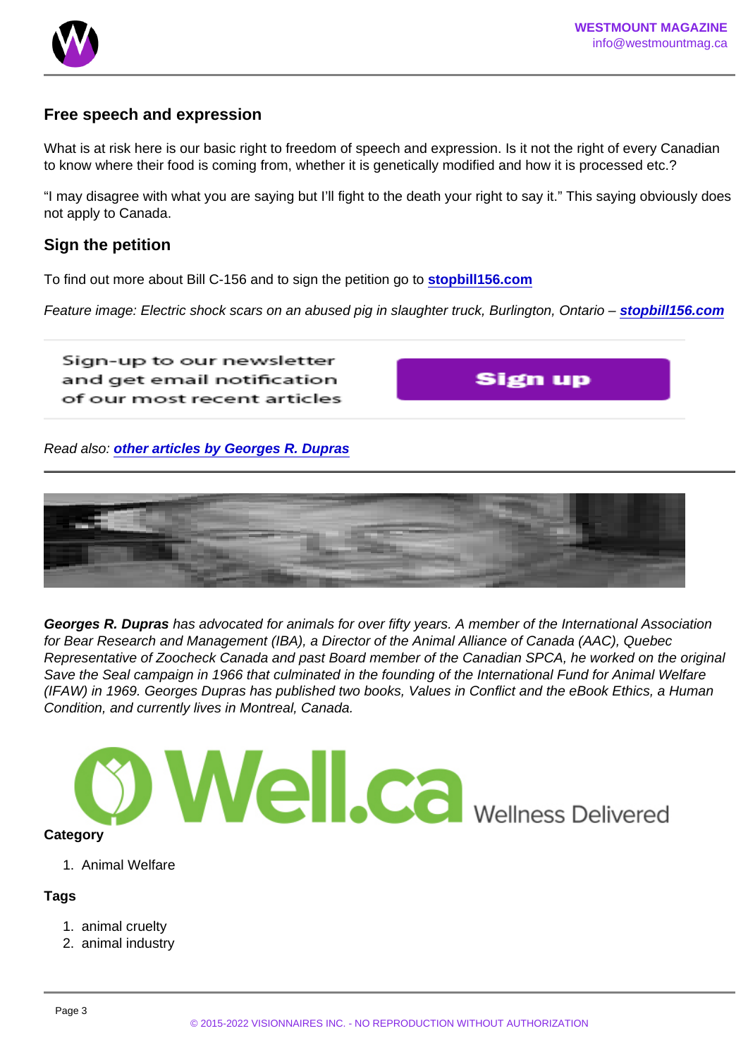## Free speech and expression

What is at risk here is our basic right to freedom of speech and expression. Is it not the right of every Canadian to know where their food is coming from, whether it is genetically modified and how it is processed etc.?

"I may disagree with what you are saying but I'll fight to the death your right to say it." This saying obviously does not apply to Canada.

## Sign the petition

To find out more about Bill C-156 and to sign the petition go to **stopbill156.com**

*Feature image: Electric shock scars on an abused pig in slaughter truck, Burlington, Ontario –* ***stopbill156.com***

Sign-up to our newsletter and get email notification of our most recent articles

Sign up

*Read also:* ***other articles by Georges R. Dupras***

***Georges R. Dupras*** *has advocated for animals for over fifty years. A member of the International Association for Bear Research and Management (IBA), a Director of the Animal Alliance of Canada (AAC), Quebec Representative of Zoocheck Canada and past Board member of the Canadian SPCA, he worked on the original Save the Seal campaign in 1966 that culminated in the founding of the International Fund for Animal Welfare (IFAW) in 1969. Georges Dupras has published two books, Values in Conflict and the eBook Ethics, a Human Condition, and currently lives in Montreal, Canada.*

Well.ca Wellness Delivered

**Category**

1. Animal Welfare

**Tags**

1. animal cruelty
2. animal industry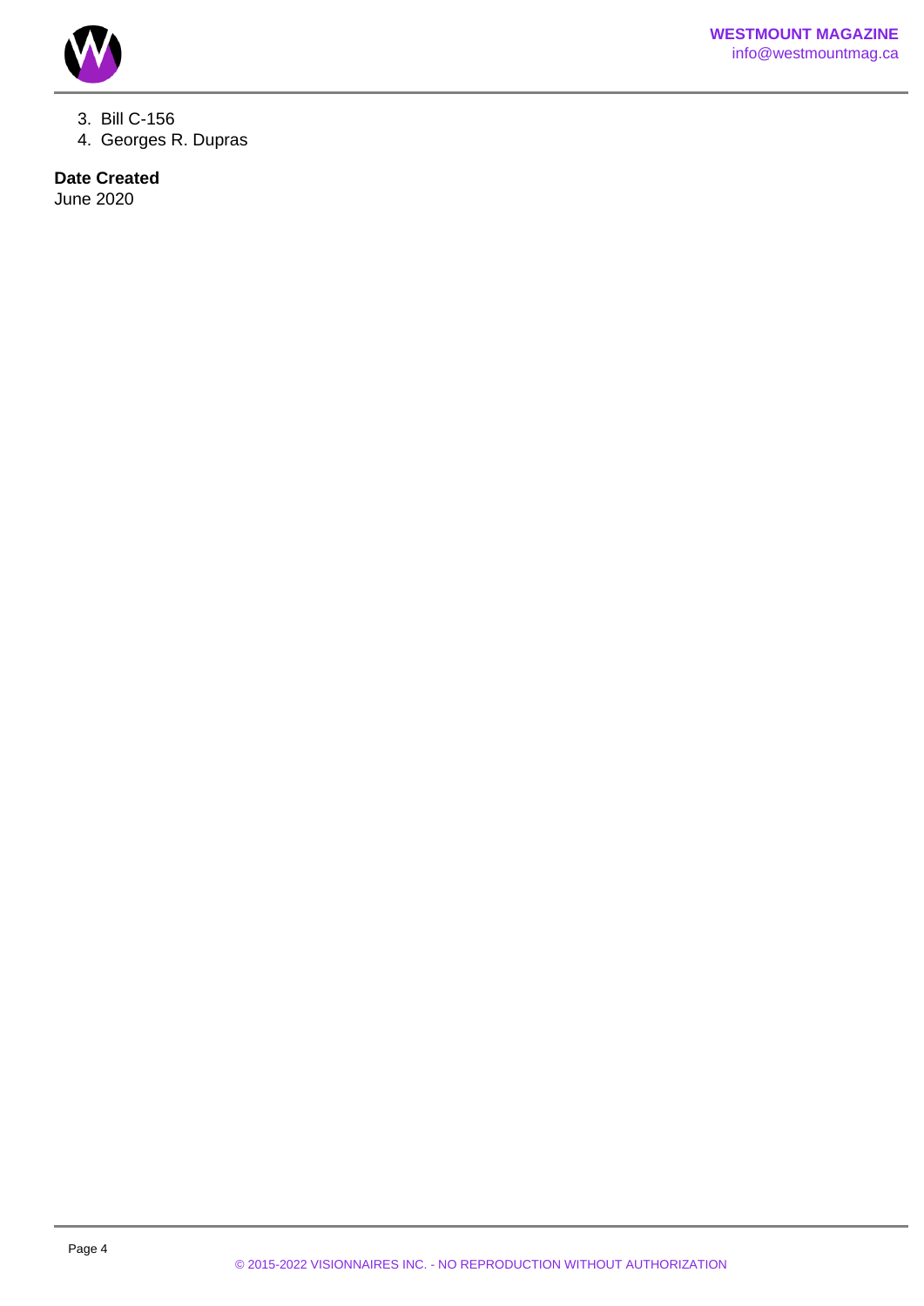3. Bill C-156
4. Georges R. Dupras

**Date Created**
June 2020